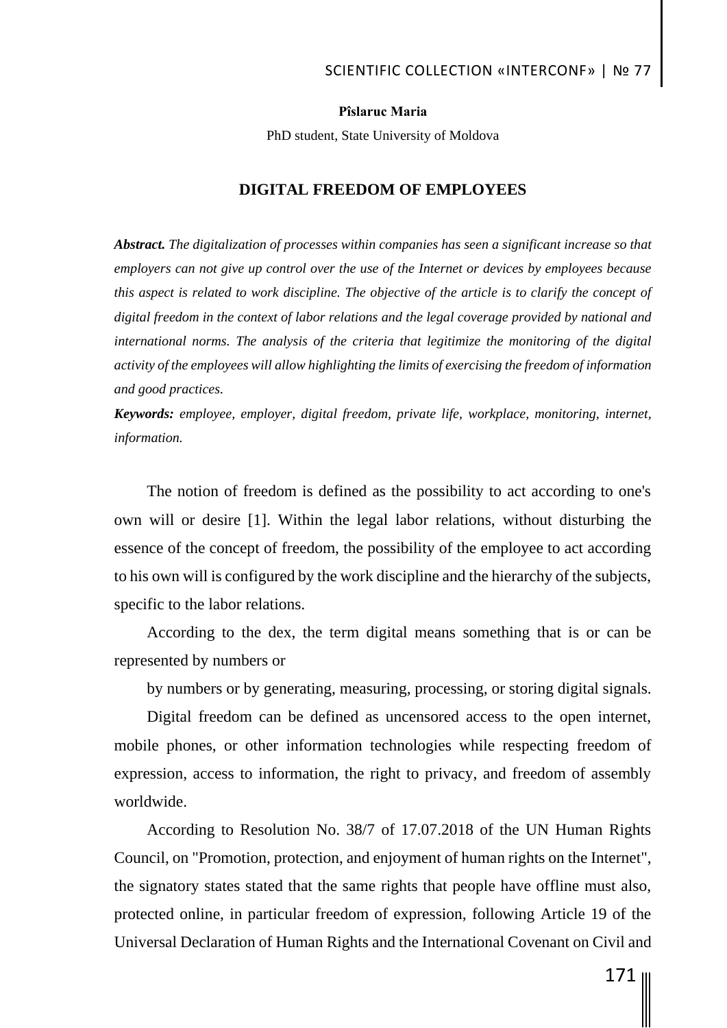**Pîslaruc Maria**

PhD student, State University of Moldova

# DIGITAL FREEDOM OF EMPLOYEES

***Abstract.*** *The digitalization of processes within companies has seen a significant increase so that employers can not give up control over the use of the Internet or devices by employees because this aspect is related to work discipline. The objective of the article is to clarify the concept of digital freedom in the context of labor relations and the legal coverage provided by national and international norms. The analysis of the criteria that legitimize the monitoring of the digital activity of the employees will allow highlighting the limits of exercising the freedom of information and good practices.*

***Keywords:*** *employee, employer, digital freedom, private life, workplace, monitoring, internet, information.*

The notion of freedom is defined as the possibility to act according to one's own will or desire [1]. Within the legal labor relations, without disturbing the essence of the concept of freedom, the possibility of the employee to act according to his own will is configured by the work discipline and the hierarchy of the subjects, specific to the labor relations.

According to the dex, the term digital means something that is or can be represented by numbers or

by numbers or by generating, measuring, processing, or storing digital signals.

Digital freedom can be defined as uncensored access to the open internet, mobile phones, or other information technologies while respecting freedom of expression, access to information, the right to privacy, and freedom of assembly worldwide.

According to Resolution No. 38/7 of 17.07.2018 of the UN Human Rights Council, on "Promotion, protection, and enjoyment of human rights on the Internet", the signatory states stated that the same rights that people have offline must also, protected online, in particular freedom of expression, following Article 19 of the Universal Declaration of Human Rights and the International Covenant on Civil and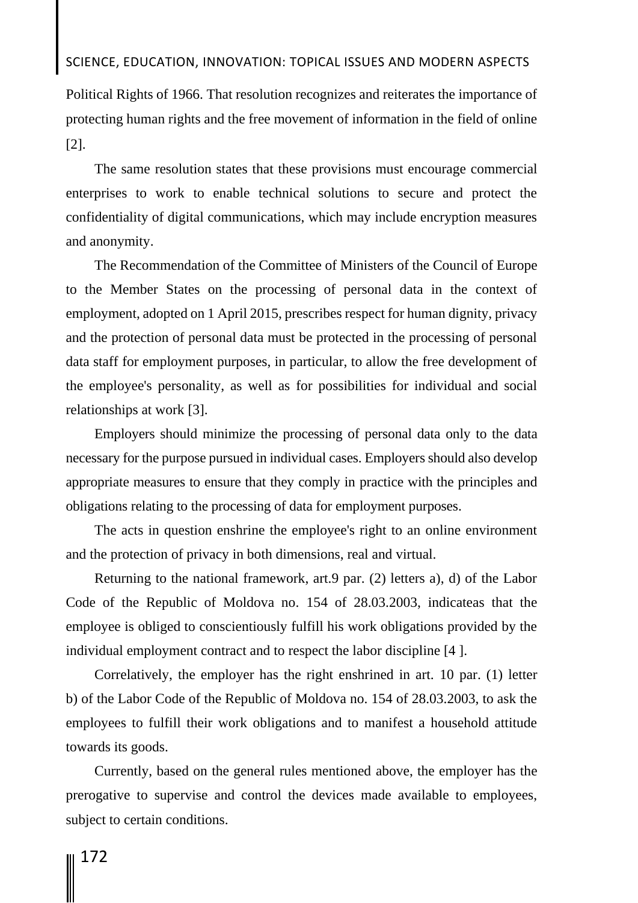Political Rights of 1966. That resolution recognizes and reiterates the importance of protecting human rights and the free movement of information in the field of online [2].

The same resolution states that these provisions must encourage commercial enterprises to work to enable technical solutions to secure and protect the confidentiality of digital communications, which may include encryption measures and anonymity.

The Recommendation of the Committee of Ministers of the Council of Europe to the Member States on the processing of personal data in the context of employment, adopted on 1 April 2015, prescribes respect for human dignity, privacy and the protection of personal data must be protected in the processing of personal data staff for employment purposes, in particular, to allow the free development of the employee's personality, as well as for possibilities for individual and social relationships at work [3].

Employers should minimize the processing of personal data only to the data necessary for the purpose pursued in individual cases. Employers should also develop appropriate measures to ensure that they comply in practice with the principles and obligations relating to the processing of data for employment purposes.

The acts in question enshrine the employee's right to an online environment and the protection of privacy in both dimensions, real and virtual.

Returning to the national framework, art.9 par. (2) letters a), d) of the Labor Code of the Republic of Moldova no. 154 of 28.03.2003, indicateas that the employee is obliged to conscientiously fulfill his work obligations provided by the individual employment contract and to respect the labor discipline [4 ].

Correlatively, the employer has the right enshrined in art. 10 par. (1) letter b) of the Labor Code of the Republic of Moldova no. 154 of 28.03.2003, to ask the employees to fulfill their work obligations and to manifest a household attitude towards its goods.

Currently, based on the general rules mentioned above, the employer has the prerogative to supervise and control the devices made available to employees, subject to certain conditions.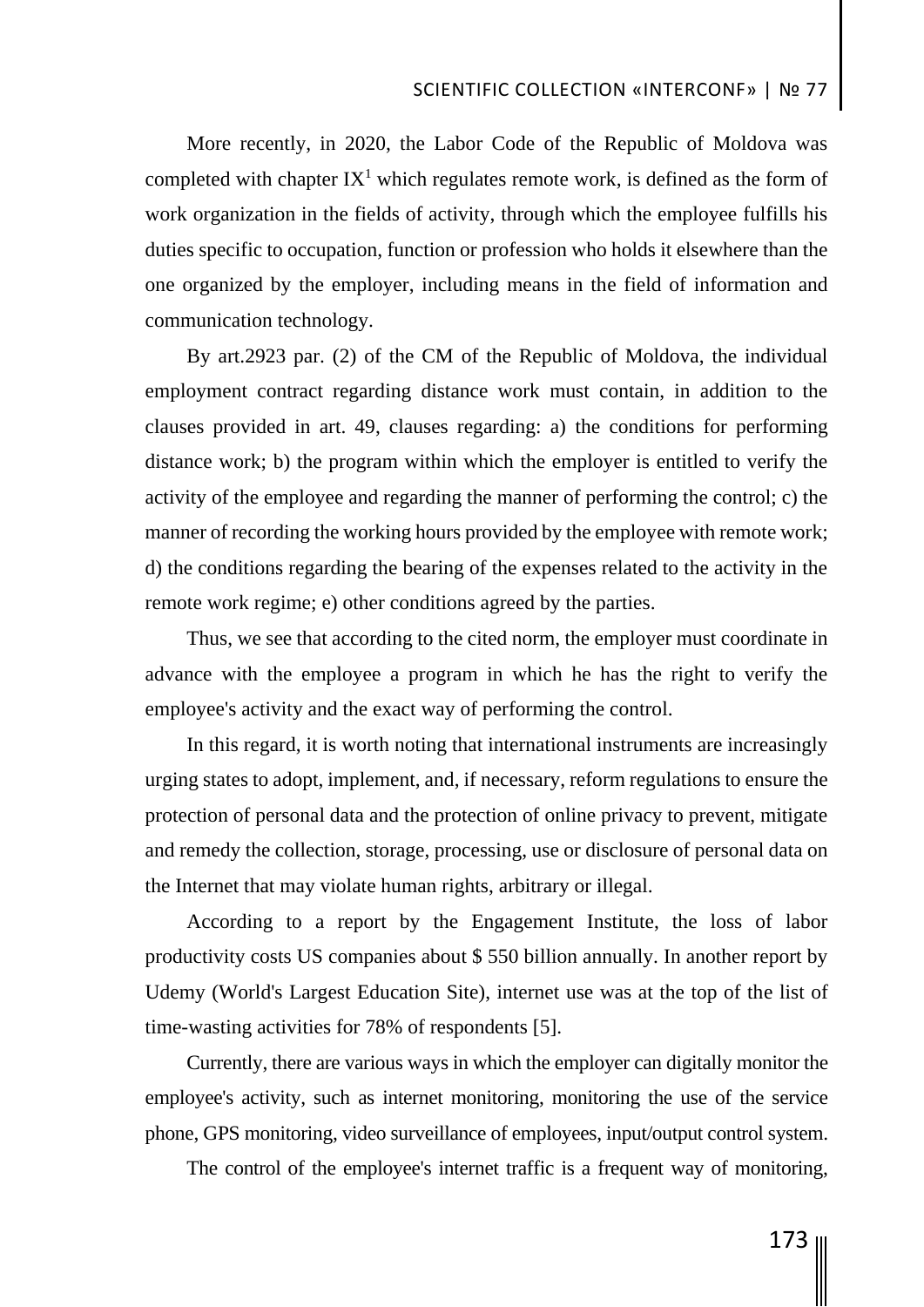More recently, in 2020, the Labor Code of the Republic of Moldova was completed with chapter IX[1] which regulates remote work, is defined as the form of work organization in the fields of activity, through which the employee fulfills his duties specific to occupation, function or profession who holds it elsewhere than the one organized by the employer, including means in the field of information and communication technology.

By art.2923 par. (2) of the CM of the Republic of Moldova, the individual employment contract regarding distance work must contain, in addition to the clauses provided in art. 49, clauses regarding: a) the conditions for performing distance work; b) the program within which the employer is entitled to verify the activity of the employee and regarding the manner of performing the control; c) the manner of recording the working hours provided by the employee with remote work; d) the conditions regarding the bearing of the expenses related to the activity in the remote work regime; e) other conditions agreed by the parties.

Thus, we see that according to the cited norm, the employer must coordinate in advance with the employee a program in which he has the right to verify the employee's activity and the exact way of performing the control.

In this regard, it is worth noting that international instruments are increasingly urging states to adopt, implement, and, if necessary, reform regulations to ensure the protection of personal data and the protection of online privacy to prevent, mitigate and remedy the collection, storage, processing, use or disclosure of personal data on the Internet that may violate human rights, arbitrary or illegal.

According to a report by the Engagement Institute, the loss of labor productivity costs US companies about $ 550 billion annually. In another report by Udemy (World's Largest Education Site), internet use was at the top of the list of time-wasting activities for 78% of respondents [5].

Currently, there are various ways in which the employer can digitally monitor the employee's activity, such as internet monitoring, monitoring the use of the service phone, GPS monitoring, video surveillance of employees, input/output control system.

The control of the employee's internet traffic is a frequent way of monitoring,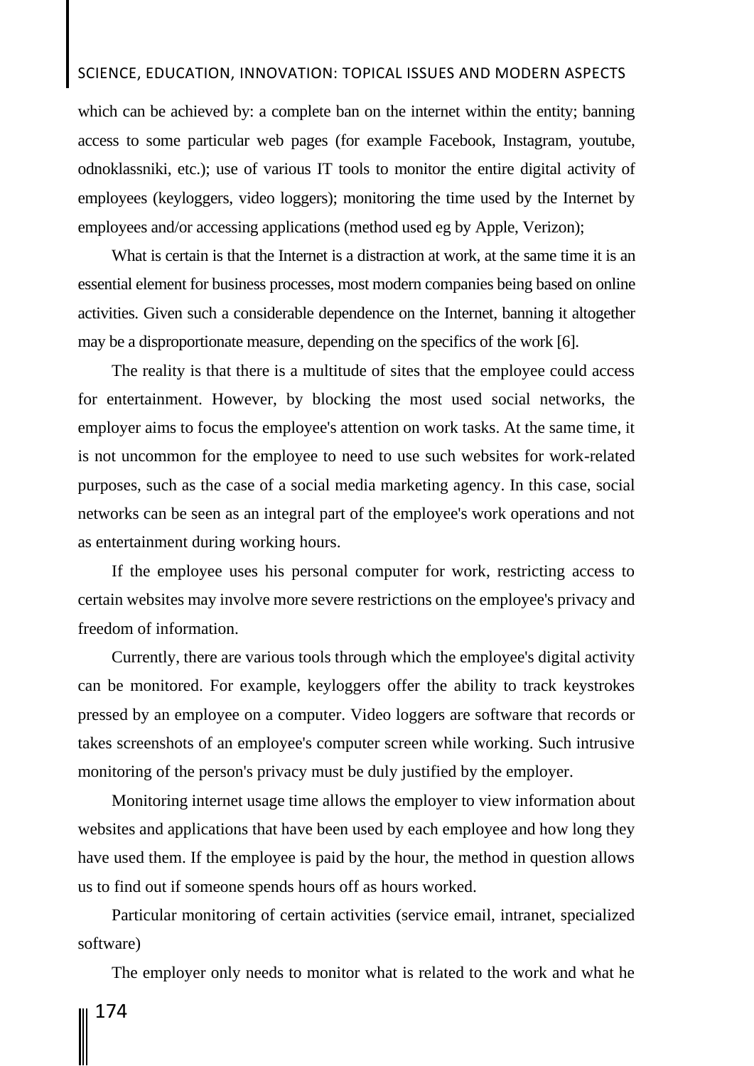which can be achieved by: a complete ban on the internet within the entity; banning access to some particular web pages (for example Facebook, Instagram, youtube, odnoklassniki, etc.); use of various IT tools to monitor the entire digital activity of employees (keyloggers, video loggers); monitoring the time used by the Internet by employees and/or accessing applications (method used eg by Apple, Verizon);

What is certain is that the Internet is a distraction at work, at the same time it is an essential element for business processes, most modern companies being based on online activities. Given such a considerable dependence on the Internet, banning it altogether may be a disproportionate measure, depending on the specifics of the work [6].

The reality is that there is a multitude of sites that the employee could access for entertainment. However, by blocking the most used social networks, the employer aims to focus the employee's attention on work tasks. At the same time, it is not uncommon for the employee to need to use such websites for work-related purposes, such as the case of a social media marketing agency. In this case, social networks can be seen as an integral part of the employee's work operations and not as entertainment during working hours.

If the employee uses his personal computer for work, restricting access to certain websites may involve more severe restrictions on the employee's privacy and freedom of information.

Currently, there are various tools through which the employee's digital activity can be monitored. For example, keyloggers offer the ability to track keystrokes pressed by an employee on a computer. Video loggers are software that records or takes screenshots of an employee's computer screen while working. Such intrusive monitoring of the person's privacy must be duly justified by the employer.

Monitoring internet usage time allows the employer to view information about websites and applications that have been used by each employee and how long they have used them. If the employee is paid by the hour, the method in question allows us to find out if someone spends hours off as hours worked.

Particular monitoring of certain activities (service email, intranet, specialized software)

The employer only needs to monitor what is related to the work and what he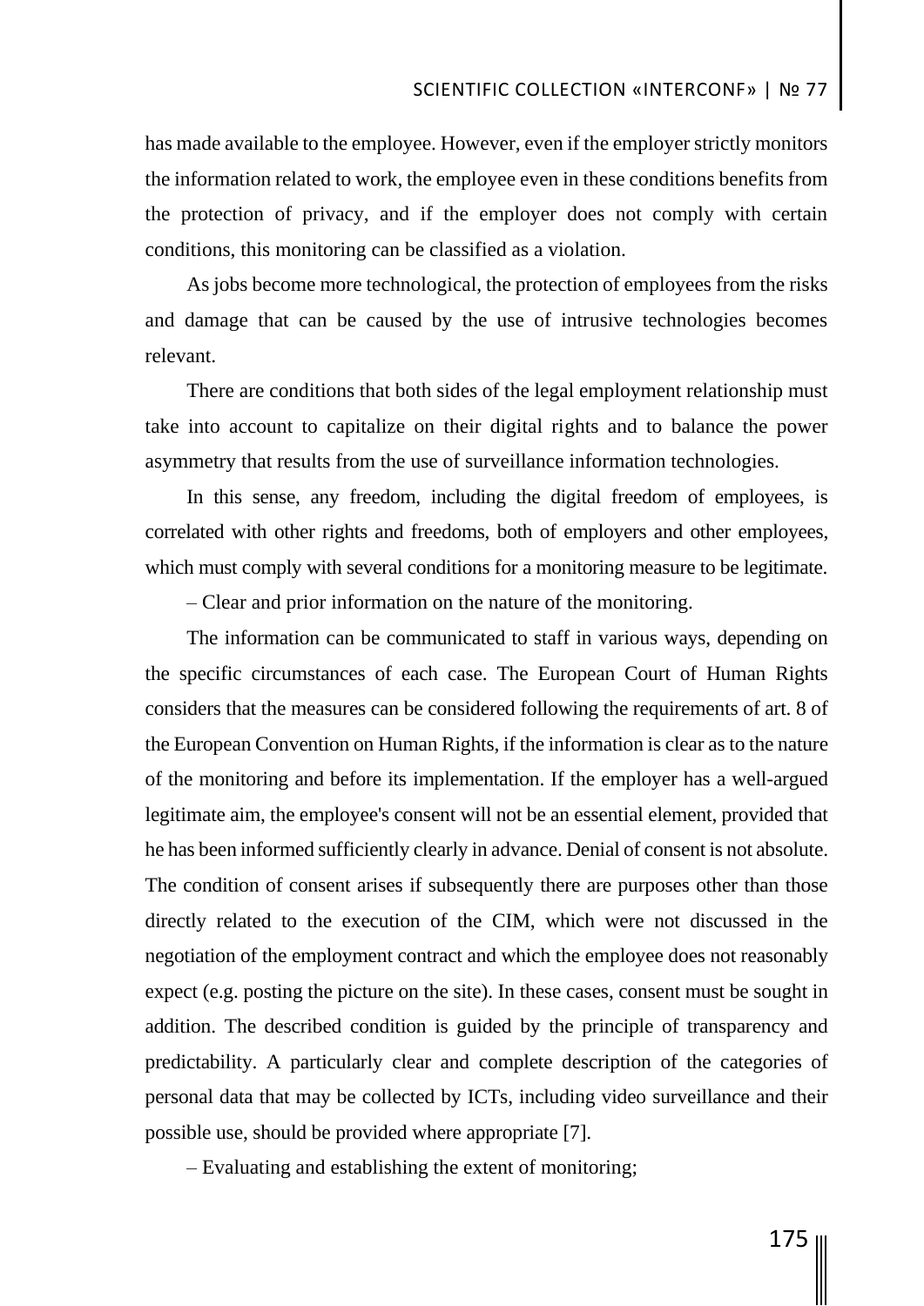has made available to the employee. However, even if the employer strictly monitors the information related to work, the employee even in these conditions benefits from the protection of privacy, and if the employer does not comply with certain conditions, this monitoring can be classified as a violation.

As jobs become more technological, the protection of employees from the risks and damage that can be caused by the use of intrusive technologies becomes relevant.

There are conditions that both sides of the legal employment relationship must take into account to capitalize on their digital rights and to balance the power asymmetry that results from the use of surveillance information technologies.

In this sense, any freedom, including the digital freedom of employees, is correlated with other rights and freedoms, both of employers and other employees, which must comply with several conditions for a monitoring measure to be legitimate.

– Clear and prior information on the nature of the monitoring.

The information can be communicated to staff in various ways, depending on the specific circumstances of each case. The European Court of Human Rights considers that the measures can be considered following the requirements of art. 8 of the European Convention on Human Rights, if the information is clear as to the nature of the monitoring and before its implementation. If the employer has a well-argued legitimate aim, the employee's consent will not be an essential element, provided that he has been informed sufficiently clearly in advance. Denial of consent is not absolute. The condition of consent arises if subsequently there are purposes other than those directly related to the execution of the CIM, which were not discussed in the negotiation of the employment contract and which the employee does not reasonably expect (e.g. posting the picture on the site). In these cases, consent must be sought in addition. The described condition is guided by the principle of transparency and predictability. A particularly clear and complete description of the categories of personal data that may be collected by ICTs, including video surveillance and their possible use, should be provided where appropriate [7].

– Evaluating and establishing the extent of monitoring;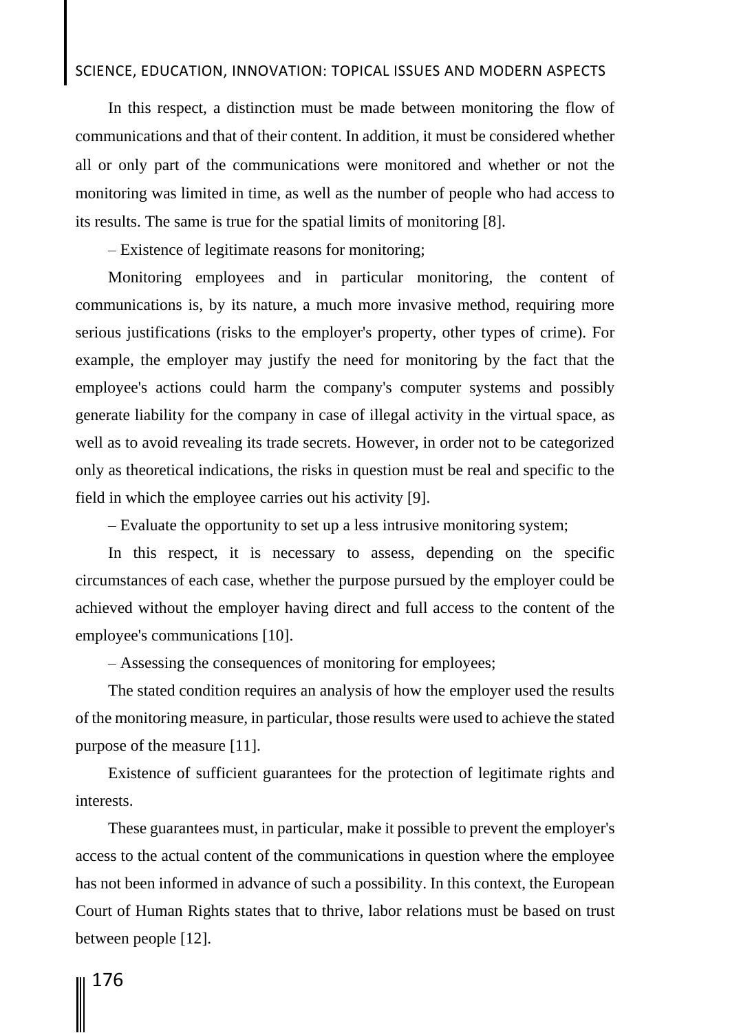In this respect, a distinction must be made between monitoring the flow of communications and that of their content. In addition, it must be considered whether all or only part of the communications were monitored and whether or not the monitoring was limited in time, as well as the number of people who had access to its results. The same is true for the spatial limits of monitoring [8].

– Existence of legitimate reasons for monitoring;

Monitoring employees and in particular monitoring, the content of communications is, by its nature, a much more invasive method, requiring more serious justifications (risks to the employer's property, other types of crime). For example, the employer may justify the need for monitoring by the fact that the employee's actions could harm the company's computer systems and possibly generate liability for the company in case of illegal activity in the virtual space, as well as to avoid revealing its trade secrets. However, in order not to be categorized only as theoretical indications, the risks in question must be real and specific to the field in which the employee carries out his activity [9].

– Evaluate the opportunity to set up a less intrusive monitoring system;

In this respect, it is necessary to assess, depending on the specific circumstances of each case, whether the purpose pursued by the employer could be achieved without the employer having direct and full access to the content of the employee's communications [10].

– Assessing the consequences of monitoring for employees;

The stated condition requires an analysis of how the employer used the results of the monitoring measure, in particular, those results were used to achieve the stated purpose of the measure [11].

Existence of sufficient guarantees for the protection of legitimate rights and interests.

These guarantees must, in particular, make it possible to prevent the employer's access to the actual content of the communications in question where the employee has not been informed in advance of such a possibility. In this context, the European Court of Human Rights states that to thrive, labor relations must be based on trust between people [12].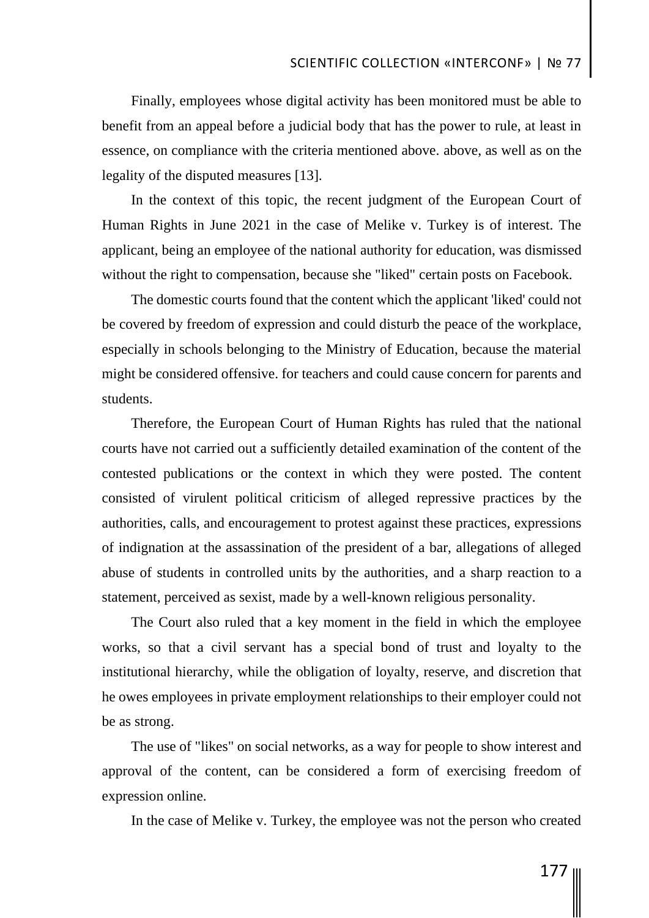Finally, employees whose digital activity has been monitored must be able to benefit from an appeal before a judicial body that has the power to rule, at least in essence, on compliance with the criteria mentioned above. above, as well as on the legality of the disputed measures [13].

In the context of this topic, the recent judgment of the European Court of Human Rights in June 2021 in the case of Melike v. Turkey is of interest. The applicant, being an employee of the national authority for education, was dismissed without the right to compensation, because she "liked" certain posts on Facebook.

The domestic courts found that the content which the applicant 'liked' could not be covered by freedom of expression and could disturb the peace of the workplace, especially in schools belonging to the Ministry of Education, because the material might be considered offensive. for teachers and could cause concern for parents and students.

Therefore, the European Court of Human Rights has ruled that the national courts have not carried out a sufficiently detailed examination of the content of the contested publications or the context in which they were posted. The content consisted of virulent political criticism of alleged repressive practices by the authorities, calls, and encouragement to protest against these practices, expressions of indignation at the assassination of the president of a bar, allegations of alleged abuse of students in controlled units by the authorities, and a sharp reaction to a statement, perceived as sexist, made by a well-known religious personality.

The Court also ruled that a key moment in the field in which the employee works, so that a civil servant has a special bond of trust and loyalty to the institutional hierarchy, while the obligation of loyalty, reserve, and discretion that he owes employees in private employment relationships to their employer could not be as strong.

The use of "likes" on social networks, as a way for people to show interest and approval of the content, can be considered a form of exercising freedom of expression online.

In the case of Melike v. Turkey, the employee was not the person who created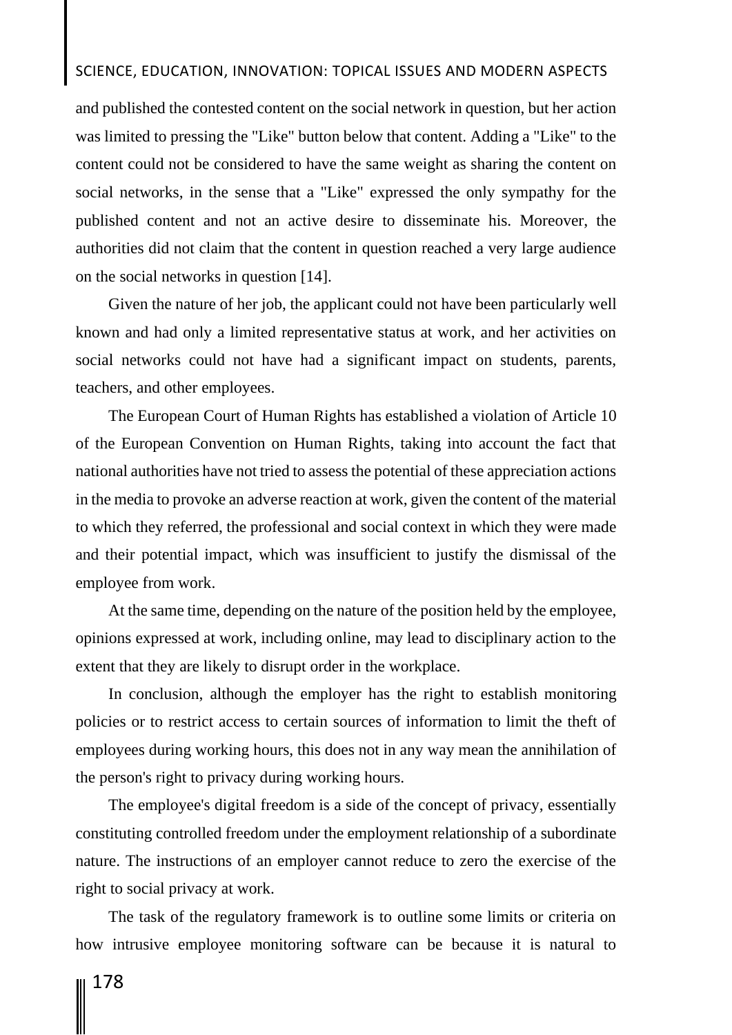and published the contested content on the social network in question, but her action was limited to pressing the "Like" button below that content. Adding a "Like" to the content could not be considered to have the same weight as sharing the content on social networks, in the sense that a "Like" expressed the only sympathy for the published content and not an active desire to disseminate his. Moreover, the authorities did not claim that the content in question reached a very large audience on the social networks in question [14].

Given the nature of her job, the applicant could not have been particularly well known and had only a limited representative status at work, and her activities on social networks could not have had a significant impact on students, parents, teachers, and other employees.

The European Court of Human Rights has established a violation of Article 10 of the European Convention on Human Rights, taking into account the fact that national authorities have not tried to assess the potential of these appreciation actions in the media to provoke an adverse reaction at work, given the content of the material to which they referred, the professional and social context in which they were made and their potential impact, which was insufficient to justify the dismissal of the employee from work.

At the same time, depending on the nature of the position held by the employee, opinions expressed at work, including online, may lead to disciplinary action to the extent that they are likely to disrupt order in the workplace.

In conclusion, although the employer has the right to establish monitoring policies or to restrict access to certain sources of information to limit the theft of employees during working hours, this does not in any way mean the annihilation of the person's right to privacy during working hours.

The employee's digital freedom is a side of the concept of privacy, essentially constituting controlled freedom under the employment relationship of a subordinate nature. The instructions of an employer cannot reduce to zero the exercise of the right to social privacy at work.

The task of the regulatory framework is to outline some limits or criteria on how intrusive employee monitoring software can be because it is natural to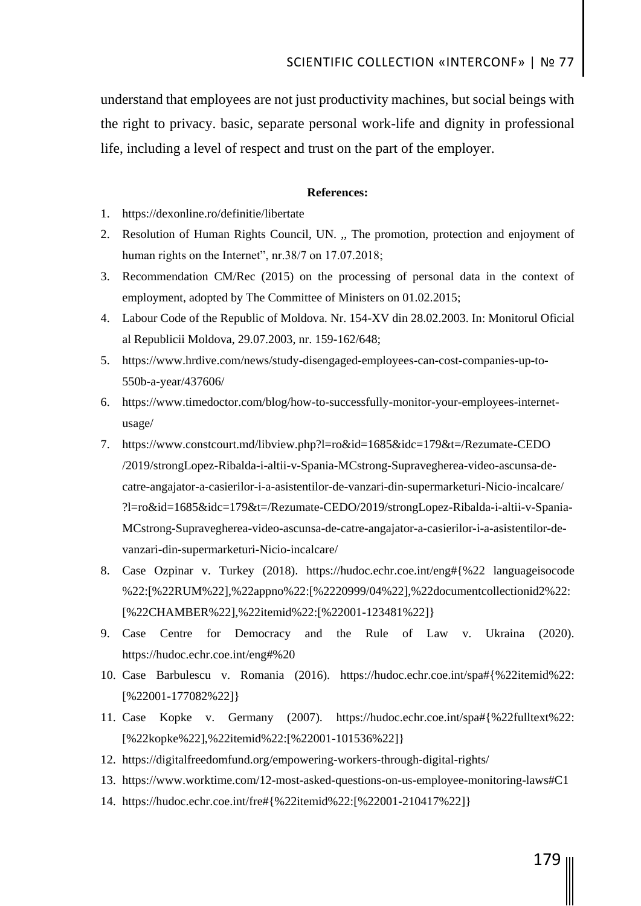understand that employees are not just productivity machines, but social beings with the right to privacy. basic, separate personal work-life and dignity in professional life, including a level of respect and trust on the part of the employer.

**References:**

1. https://dexonline.ro/definitie/libertate
2. Resolution of Human Rights Council, UN. ,, The promotion, protection and enjoyment of human rights on the Internet", nr.38/7 on 17.07.2018;
3. Recommendation CM/Rec (2015) on the processing of personal data in the context of employment, adopted by The Committee of Ministers on 01.02.2015;
4. Labour Code of the Republic of Moldova. Nr. 154-XV din 28.02.2003. In: Monitorul Oficial al Republicii Moldova, 29.07.2003, nr. 159-162/648;
5. https://www.hrdive.com/news/study-disengaged-employees-can-cost-companies-up-to-550b-a-year/437606/
6. https://www.timedoctor.com/blog/how-to-successfully-monitor-your-employees-internet-usage/
7. https://www.constcourt.md/libview.php?l=ro&id=1685&idc=179&t=/Rezumate-CEDO/2019/strongLopez-Ribalda-i-altii-v-Spania-MCstrong-Supravegherea-video-ascunsa-de-catre-angajator-a-casierilor-i-a-asistentilor-de-vanzari-din-supermarketuri-Nicio-incalcare/?l=ro&id=1685&idc=179&t=/Rezumate-CEDO/2019/strongLopez-Ribalda-i-altii-v-Spania-MCstrong-Supravegherea-video-ascunsa-de-catre-angajator-a-casierilor-i-a-asistentilor-de-vanzari-din-supermarketuri-Nicio-incalcare/
8. Case Ozpinar v. Turkey (2018). https://hudoc.echr.coe.int/eng#{%22 languageisocode %22:[%22RUM%22],%22appno%22:[%2220999/04%22],%22documentcollectionid2%22:[%22CHAMBER%22],%22itemid%22:[%22001-123481%22]}
9. Case Centre for Democracy and the Rule of Law v. Ukraina (2020). https://hudoc.echr.coe.int/eng#%20
10. Case Barbulescu v. Romania (2016). https://hudoc.echr.coe.int/spa#{%22itemid%22:[%22001-177082%22]}
11. Case Kopke v. Germany (2007). https://hudoc.echr.coe.int/spa#{%22fulltext%22:[%22kopke%22],%22itemid%22:[%22001-101536%22]}
12. https://digitalfreedomfund.org/empowering-workers-through-digital-rights/
13. https://www.worktime.com/12-most-asked-questions-on-us-employee-monitoring-laws#C1
14. https://hudoc.echr.coe.int/fre#{%22itemid%22:[%22001-210417%22]}